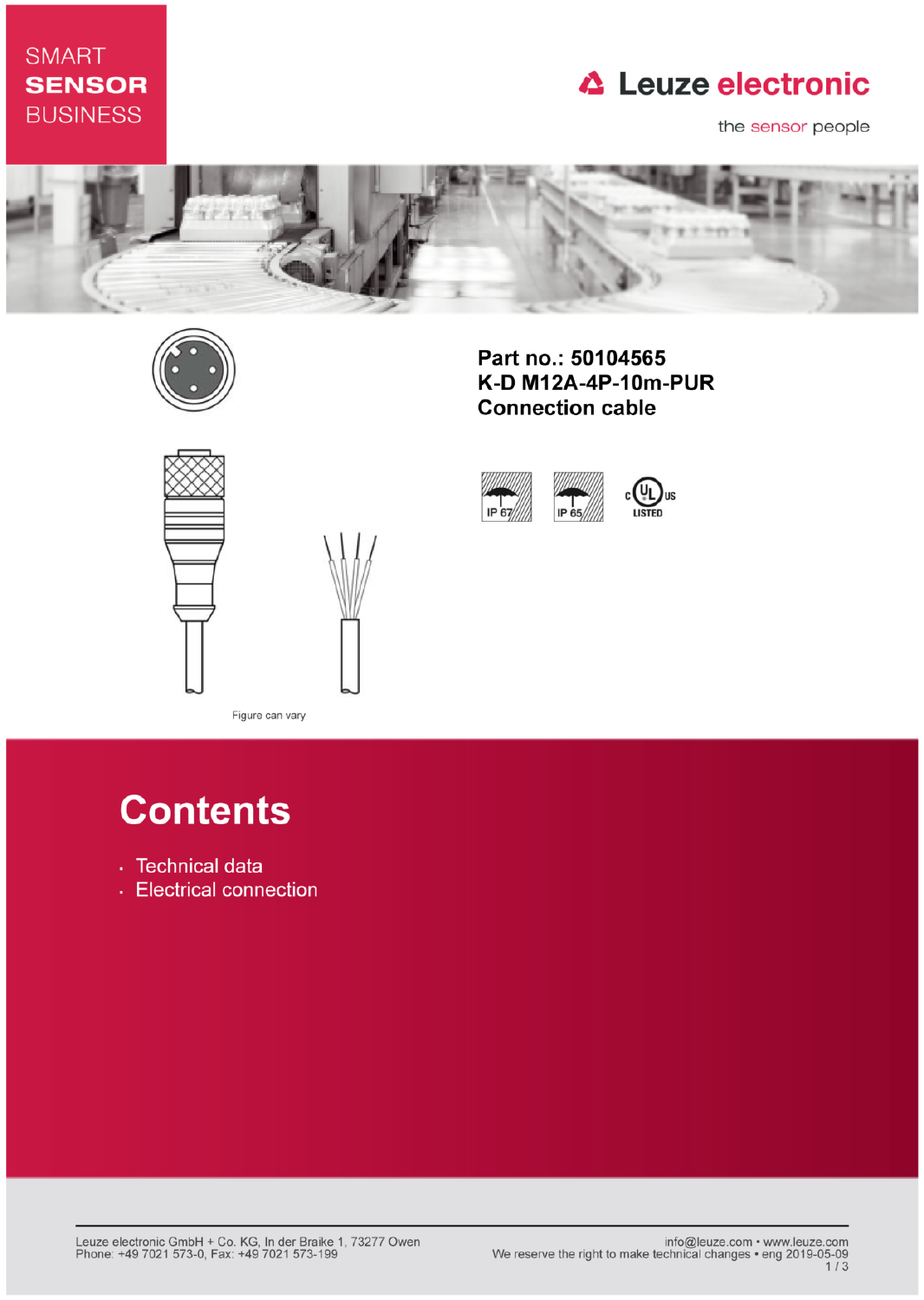SMART
**SENSOR**
BUSINESS

Leuze electronic

the sensor people

**Part no.: 50104565**
**K-D M12A-4P-10m-PUR**
**Connection cable**

IP 67 IP 65 c UL us LISTED

Figure can vary

# Contents

- Technical data
- Electrical connection

Leuze electronic GmbH + Co. KG, In der Braike 1, 73277 Owen
Phone: +49 7021 573-0, Fax: +49 7021 573-199

info@leuze.com • www.leuze.com
We reserve the right to make technical changes • eng 2019-05-09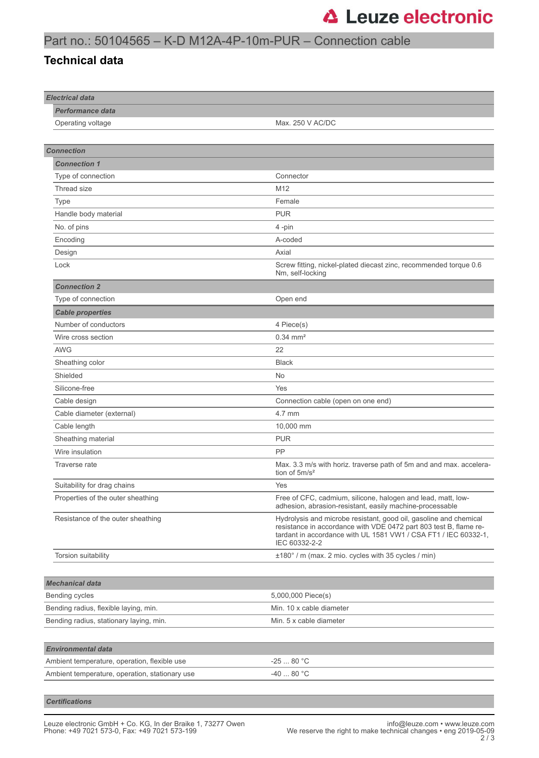# Part no.: 50104565 – K-D M12A-4P-10m-PUR – Connection cable

## Technical data

| *Electrical data* | |
|---|---|
| ***Performance data*** | |
| Operating voltage | Max. 250 V AC/DC |

| *Connection* | |
|---|---|
| ***Connection 1*** | |
| Type of connection | Connector |
| Thread size | M12 |
| Type | Female |
| Handle body material | PUR |
| No. of pins | 4 -pin |
| Encoding | A-coded |
| Design | Axial |
| Lock | Screw fitting, nickel-plated diecast zinc, recommended torque 0.6 Nm, self-locking |
| ***Connection 2*** | |
| Type of connection | Open end |
| ***Cable properties*** | |
| Number of conductors | 4 Piece(s) |
| Wire cross section | 0.34 mm² |
| AWG | 22 |
| Sheathing color | Black |
| Shielded | No |
| Silicone-free | Yes |
| Cable design | Connection cable (open on one end) |
| Cable diameter (external) | 4.7 mm |
| Cable length | 10,000 mm |
| Sheathing material | PUR |
| Wire insulation | PP |
| Traverse rate | Max. 3.3 m/s with horiz. traverse path of 5m and and max. acceleration of 5m/s² |
| Suitability for drag chains | Yes |
| Properties of the outer sheathing | Free of CFC, cadmium, silicone, halogen and lead, matt, low-adhesion, abrasion-resistant, easily machine-processable |
| Resistance of the outer sheathing | Hydrolysis and microbe resistant, good oil, gasoline and chemical resistance in accordance with VDE 0472 part 803 test B, flame retardant in accordance with UL 1581 VW1 / CSA FT1 / IEC 60332-1, IEC 60332-2-2 |
| Torsion suitability | ±180° / m (max. 2 mio. cycles with 35 cycles / min) |

| *Mechanical data* | |
|---|---|
| Bending cycles | 5,000,000 Piece(s) |
| Bending radius, flexible laying, min. | Min. 10 x cable diameter |
| Bending radius, stationary laying, min. | Min. 5 x cable diameter |

| *Environmental data* | |
|---|---|
| Ambient temperature, operation, flexible use | -25 ... 80 °C |
| Ambient temperature, operation, stationary use | -40 ... 80 °C |

| *Certifications* |
|---|

Leuze electronic GmbH + Co. KG, In der Braike 1, 73277 Owen
Phone: +49 7021 573-0, Fax: +49 7021 573-199

info@leuze.com • www.leuze.com
We reserve the right to make technical changes • eng 2019-05-09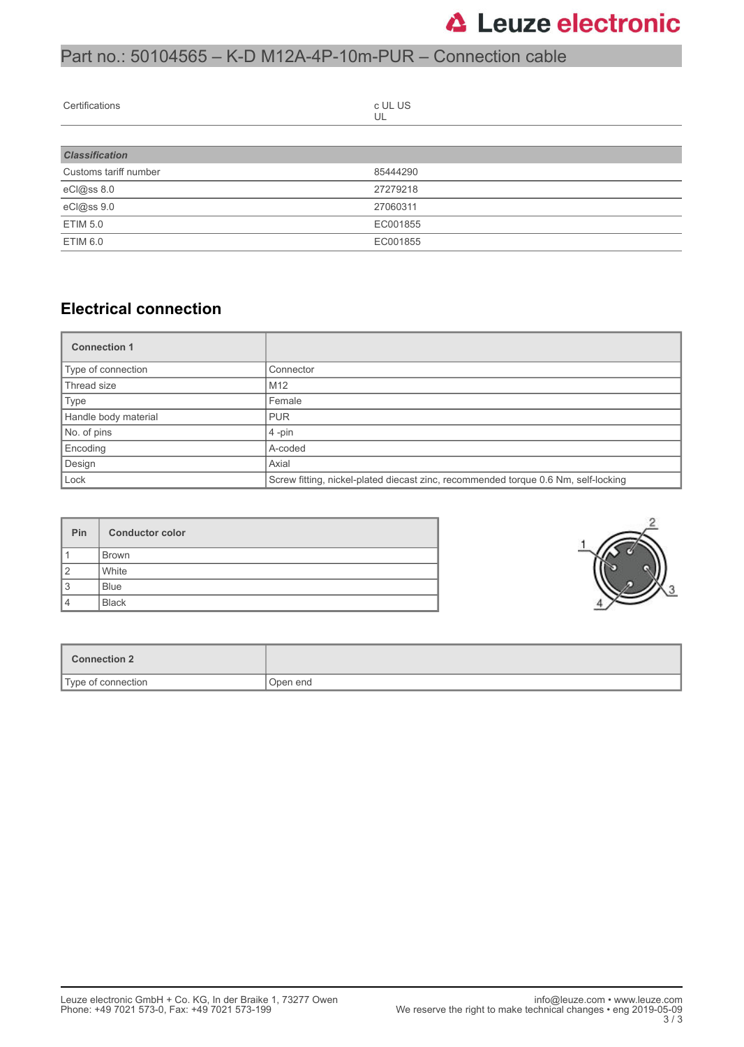Part no.: 50104565 – K-D M12A-4P-10m-PUR – Connection cable

| | |
|---|---|
| Certifications | c UL US<br>UL |

| *Classification* | |
|---|---|
| Customs tariff number | 85444290 |
| eCl@ss 8.0 | 27279218 |
| eCl@ss 9.0 | 27060311 |
| ETIM 5.0 | EC001855 |
| ETIM 6.0 | EC001855 |

## Electrical connection

| **Connection 1** | |
|---|---|
| Type of connection | Connector |
| Thread size | M12 |
| Type | Female |
| Handle body material | PUR |
| No. of pins | 4 -pin |
| Encoding | A-coded |
| Design | Axial |
| Lock | Screw fitting, nickel-plated diecast zinc, recommended torque 0.6 Nm, self-locking |

| **Pin** | **Conductor color** |
|---|---|
| 1 | Brown |
| 2 | White |
| 3 | Blue |
| 4 | Black |

2
1
3
4

| **Connection 2** | |
|---|---|
| Type of connection | Open end |

Leuze electronic GmbH + Co. KG, In der Braike 1, 73277 Owen
Phone: +49 7021 573-0, Fax: +49 7021 573-199

info@leuze.com • www.leuze.com
We reserve the right to make technical changes • eng 2019-05-09